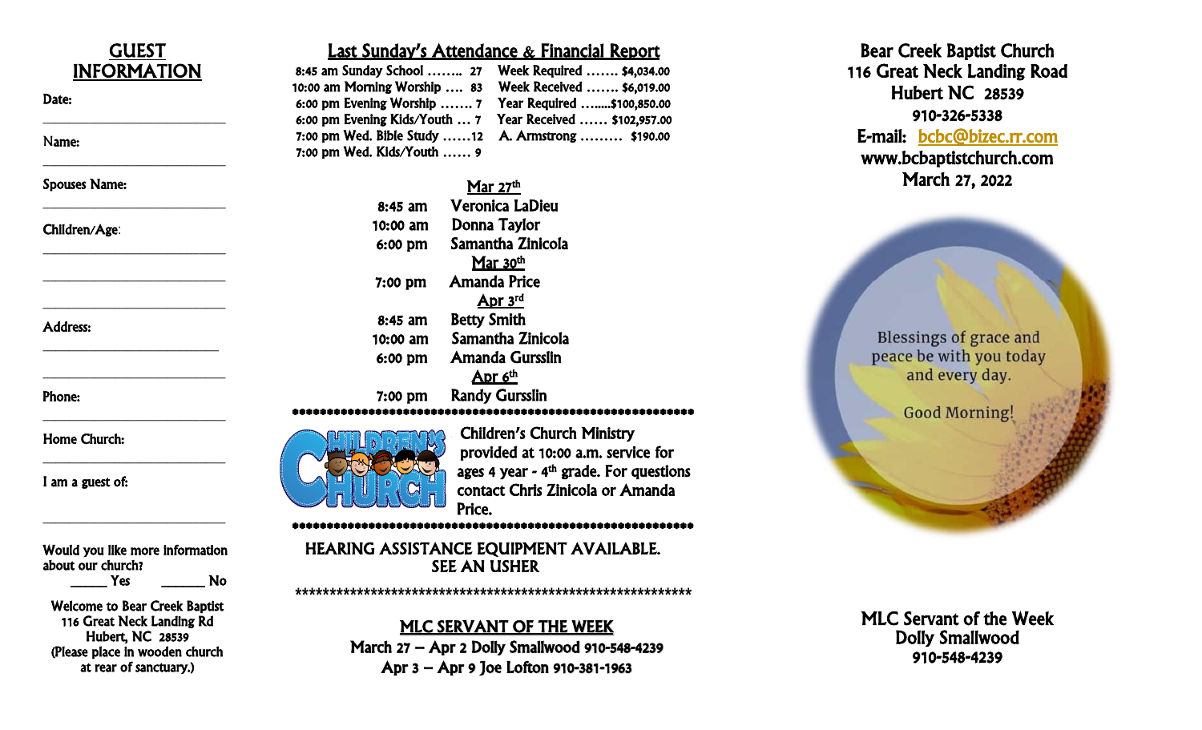## GUEST INFORMATION

Date: ___________________________

Name: ___________________________

Spouses Name: ___________________________

Children/Age: ___________________________

___________________________

___________________________

Address: ___________________________

___________________________

Phone: ___________________________

Home Church: ___________________________

I am a guest of: ___________________________

Would you like more information about our church?
_____ Yes      ______ No

Welcome to Bear Creek Baptist
116 Great Neck Landing Rd
Hubert, NC 28539
(Please place in wooden church at rear of sanctuary.)

## Last Sunday's Attendance & Financial Report

| | |
|---|---|
| 8:45 am Sunday School …….. 27 | Week Required ……. $4,034.00 |
| 10:00 am Morning Worship …. 83 | Week Received ……. $6,019.00 |
| 6:00 pm Evening Worship ……. 7 | Year Required ……..$100,850.00 |
| 6:00 pm Evening Kids/Youth … 7 | Year Received …… $102,957.00 |
| 7:00 pm Wed. Bible Study ……12 | A. Armstrong ……… $190.00 |
| 7:00 pm Wed. Kids/Youth …… 9 | |

**Mar 27th**

8:45 am Veronica LaDieu
10:00 am Donna Taylor
6:00 pm Samantha Zinicola

**Mar 30th**

7:00 pm Amanda Price

**Apr 3rd**

8:45 am Betty Smith
10:00 am Samantha Zinicola
6:00 pm Amanda Gursslin

**Apr 6th**

7:00 pm Randy Gursslin

**************************************************************

CHILDREN'S CHURCH

Children's Church Ministry provided at 10:00 a.m. service for ages 4 year - 4th grade. For questions contact Chris Zinicola or Amanda Price.

**************************************************************

HEARING ASSISTANCE EQUIPMENT AVAILABLE.
SEE AN USHER

**************************************************************

**MLC SERVANT OF THE WEEK**

March 27 – Apr 2 Dolly Smallwood 910-548-4239
Apr 3 – Apr 9 Joe Lofton 910-381-1963

# Bear Creek Baptist Church

116 Great Neck Landing Road
Hubert NC 28539
910-326-5338
E-mail: bcbc@bizec.rr.com
www.bcbaptistchurch.com
March 27, 2022

Blessings of grace and peace be with you today and every day.

Good Morning!

**MLC Servant of the Week**
Dolly Smallwood
910-548-4239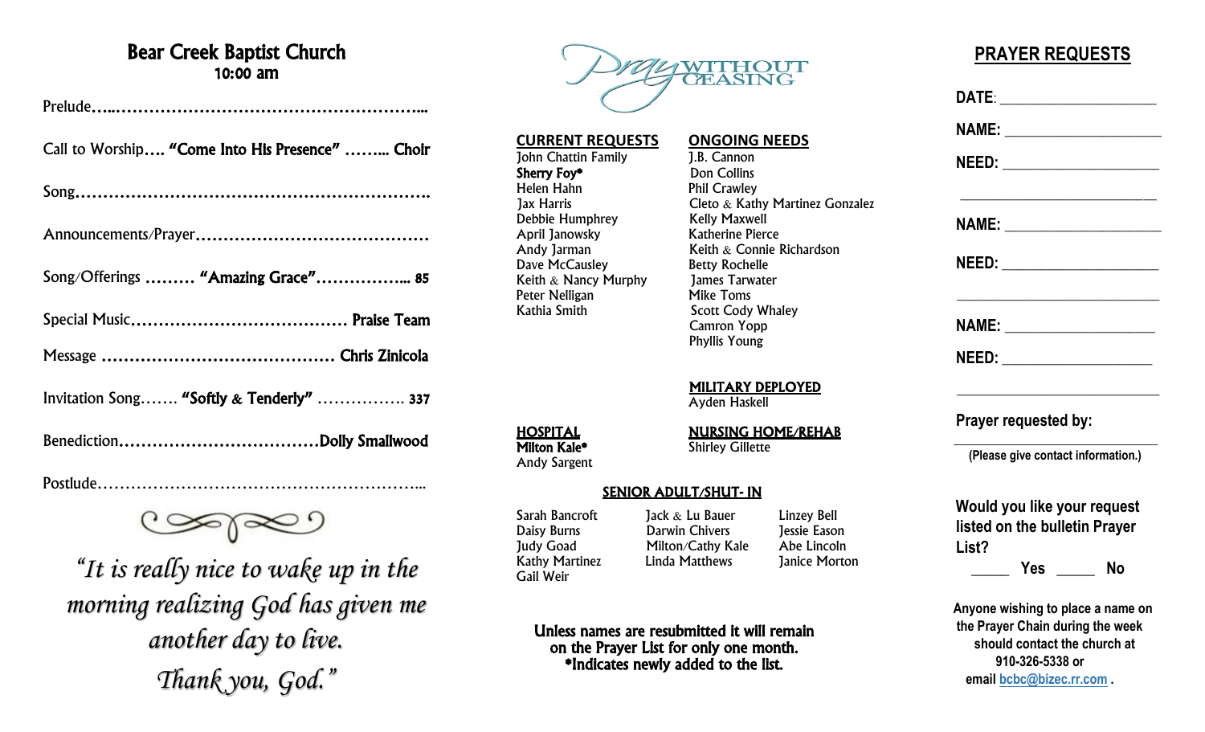# Bear Creek Baptist Church

## 10:00 am

Prelude……………………………………………………………

Call to Worship…. **"Come Into His Presence"** …….. **Choir**

Song……………………………………………………………

Announcements/Prayer……………………………………

Song/Offerings ……… **"Amazing Grace"**…………….. **85**

Special Music………………………………… **Praise Team**

Message …………………………………… **Chris Zinicola**

Invitation Song……. **"Softly & Tenderly"** …………….. **337**

Benediction………………………………**Dolly Smallwood**

Postlude…………………………………………………………

*"It is really nice to wake up in the morning realizing God has given me another day to live. Thank you, God."*

## PRAY WITHOUT CEASING

**CURRENT REQUESTS**

John Chattin Family
**Sherry Foy***
Helen Hahn
Jax Harris
Debbie Humphrey
April Janowsky
Andy Jarman
Dave McCausley
Keith & Nancy Murphy
Peter Nelligan
Kathia Smith

**ONGOING NEEDS**

J.B. Cannon
Don Collins
Phil Crawley
Cleto & Kathy Martinez Gonzalez
Kelly Maxwell
Katherine Pierce
Keith & Connie Richardson
Betty Rochelle
James Tarwater
Mike Toms
Scott Cody Whaley
Camron Yopp
Phyllis Young

**MILITARY DEPLOYED**

Ayden Haskell

**HOSPITAL**

**Milton Kale***
Andy Sargent

**NURSING HOME/REHAB**

Shirley Gillette

**SENIOR ADULT/SHUT- IN**

| | | |
|---|---|---|
| Sarah Bancroft | Jack & Lu Bauer | Linzey Bell |
| Daisy Burns | Darwin Chivers | Jessie Eason |
| Judy Goad | Milton/Cathy Kale | Abe Lincoln |
| Kathy Martinez | Linda Matthews | Janice Morton |
| Gail Weir | | |

**Unless names are resubmitted it will remain on the Prayer List for only one month.**
***Indicates newly added to the list.**

## PRAYER REQUESTS

**DATE**: ____________________

**NAME:** ____________________

**NEED:** ____________________

____________________________

**NAME:** ____________________

**NEED:** ____________________

____________________________

**NAME:** ____________________

**NEED:** ____________________

____________________________

**Prayer requested by:**

____________________________

**(Please give contact information.)**

**Would you like your request listed on the bulletin Prayer List?**

_____ **Yes** _____ **No**

**Anyone wishing to place a name on the Prayer Chain during the week should contact the church at 910-326-5338 or email bcbc@bizec.rr.com .**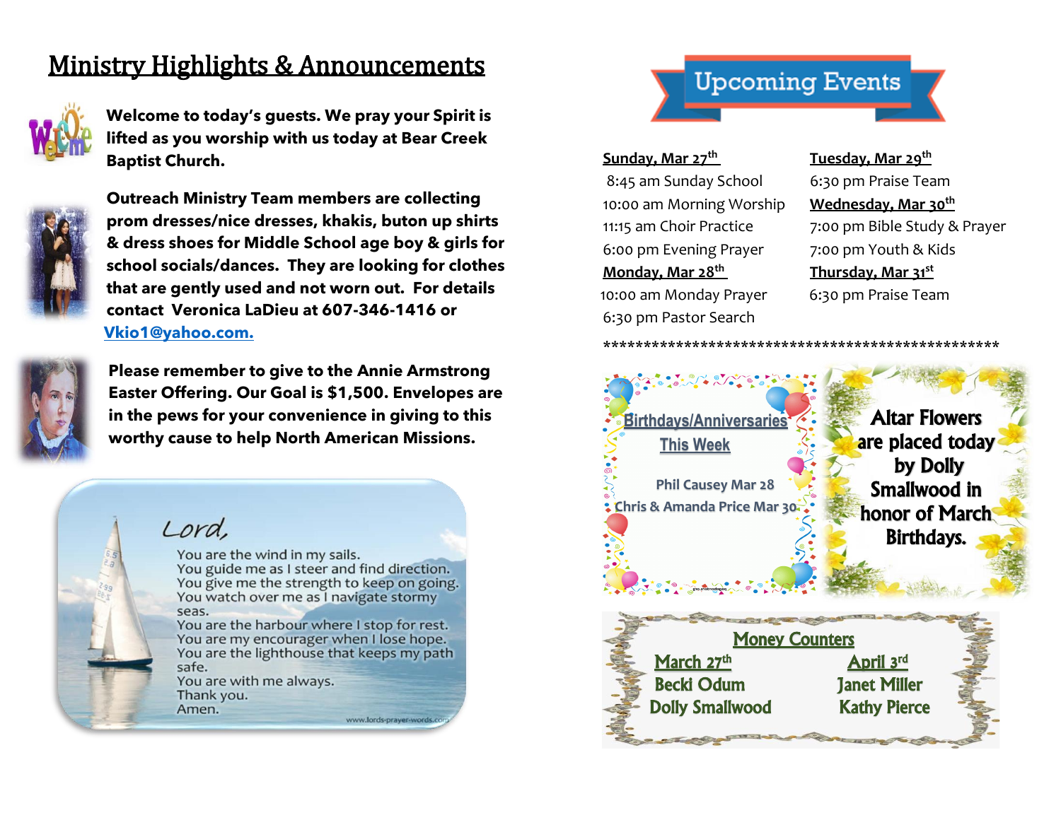# Ministry Highlights & Announcements

**Welcome to today's guests. We pray your Spirit is lifted as you worship with us today at Bear Creek Baptist Church.**

**Outreach Ministry Team members are collecting prom dresses/nice dresses, khakis, buton up shirts & dress shoes for Middle School age boy & girls for school socials/dances. They are looking for clothes that are gently used and not worn out. For details contact Veronica LaDieu at 607-346-1416 or [Vkio1@yahoo.com.](mailto:Vkio1@yahoo.com)**

**Please remember to give to the Annie Armstrong Easter Offering. Our Goal is $1,500. Envelopes are in the pews for your convenience in giving to this worthy cause to help North American Missions.**

*Lord,*

You are the wind in my sails.
You guide me as I steer and find direction.
You give me the strength to keep on going.
You watch over me as I navigate stormy seas.
You are the harbour where I stop for rest.
You are my encourager when I lose hope.
You are the lighthouse that keeps my path safe.
You are with me always.
Thank you.
Amen.

www.lords-prayer-words.com

## Upcoming Events

**Sunday, Mar 27th**
8:45 am Sunday School
10:00 am Morning Worship
11:15 am Choir Practice
6:00 pm Evening Prayer

**Monday, Mar 28th**
10:00 am Monday Prayer
6:30 pm Pastor Search

**Tuesday, Mar 29th**
6:30 pm Praise Team

**Wednesday, Mar 30th**
7:00 pm Bible Study & Prayer
7:00 pm Youth & Kids

**Thursday, Mar 31st**
6:30 pm Praise Team

**************************************************

### Birthdays/Anniversaries This Week

Phil Causey Mar 28
Chris & Amanda Price Mar 30

**Altar Flowers are placed today by Dolly Smallwood in honor of March Birthdays.**

### Money Counters

**March 27th**
Becki Odum
Dolly Smallwood

**April 3rd**
Janet Miller
Kathy Pierce